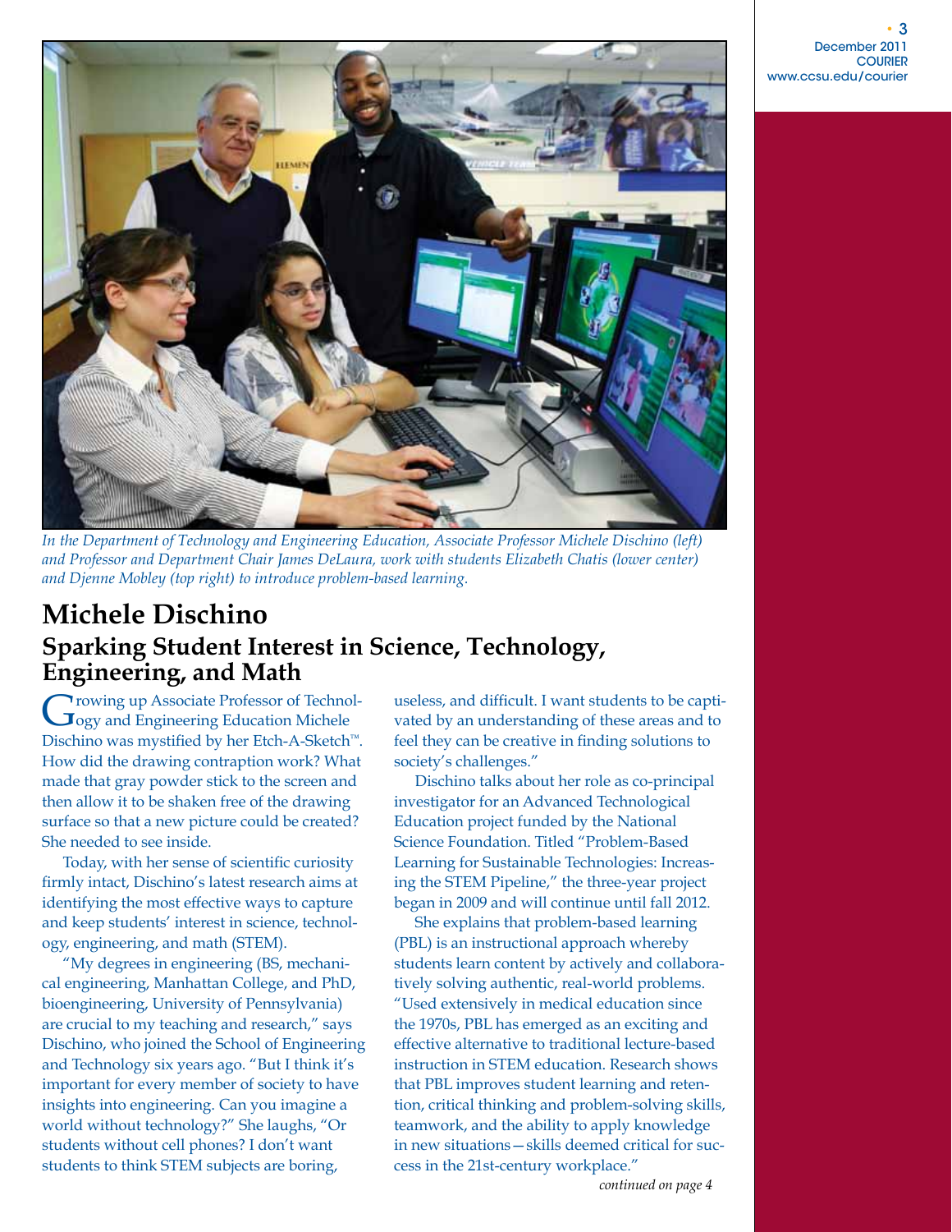*In the Department of Technology and Engineering Education, Associate Professor Michele Dischino (left) and Professor and Department Chair James DeLaura, work with students Elizabeth Chatis (lower center) and Djenne Mobley (top right) to introduce problem-based learning.*

# Michele Dischino

## Sparking Student Interest in Science, Technology, Engineering, and Math

Growing up Associate Professor of Technology and Engineering Education Michele Dischino was mystified by her Etch-A-Sketch™. How did the drawing contraption work? What made that gray powder stick to the screen and then allow it to be shaken free of the drawing surface so that a new picture could be created? She needed to see inside.

Today, with her sense of scientific curiosity firmly intact, Dischino's latest research aims at identifying the most effective ways to capture and keep students' interest in science, technology, engineering, and math (STEM).

"My degrees in engineering (BS, mechanical engineering, Manhattan College, and PhD, bioengineering, University of Pennsylvania) are crucial to my teaching and research," says Dischino, who joined the School of Engineering and Technology six years ago. "But I think it's important for every member of society to have insights into engineering. Can you imagine a world without technology?" She laughs, "Or students without cell phones? I don't want students to think STEM subjects are boring, useless, and difficult. I want students to be captivated by an understanding of these areas and to feel they can be creative in finding solutions to society's challenges."

Dischino talks about her role as co-principal investigator for an Advanced Technological Education project funded by the National Science Foundation. Titled "Problem-Based Learning for Sustainable Technologies: Increasing the STEM Pipeline," the three-year project began in 2009 and will continue until fall 2012.

She explains that problem-based learning (PBL) is an instructional approach whereby students learn content by actively and collaboratively solving authentic, real-world problems. "Used extensively in medical education since the 1970s, PBL has emerged as an exciting and effective alternative to traditional lecture-based instruction in STEM education. Research shows that PBL improves student learning and retention, critical thinking and problem-solving skills, teamwork, and the ability to apply knowledge in new situations—skills deemed critical for success in the 21st-century workplace."

*continued on page 4*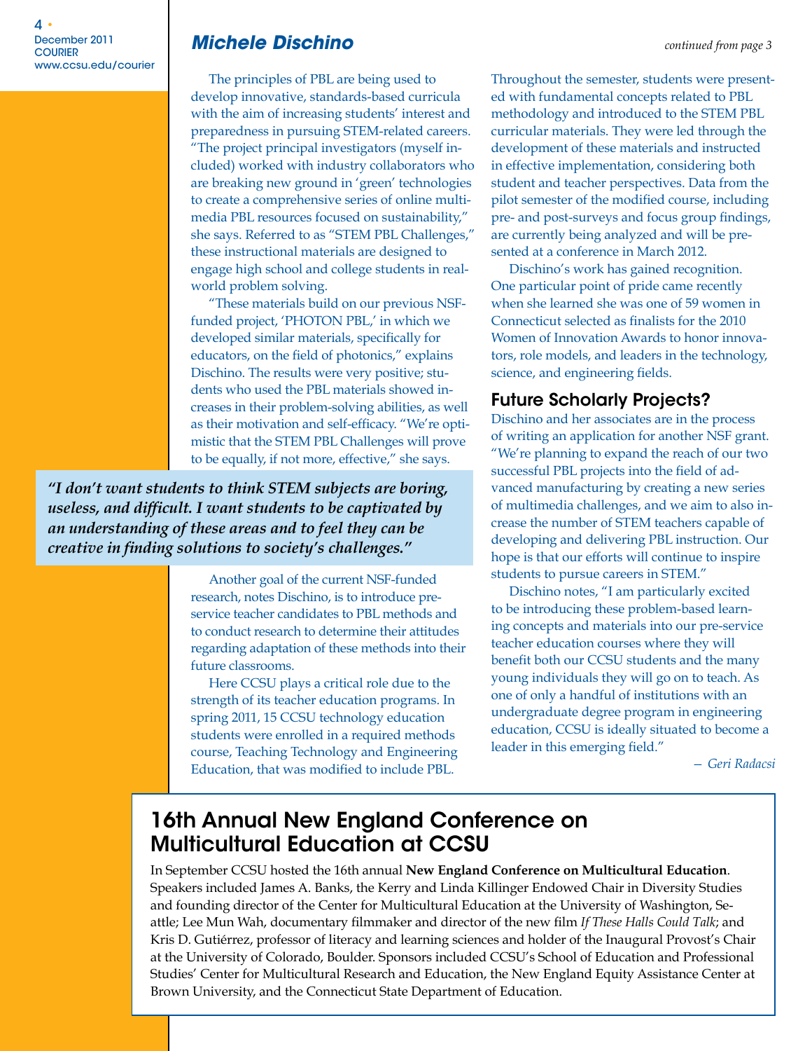## Michele Dischino

*continued from page 3*

The principles of PBL are being used to develop innovative, standards-based curricula with the aim of increasing students' interest and preparedness in pursuing STEM-related careers. "The project principal investigators (myself included) worked with industry collaborators who are breaking new ground in 'green' technologies to create a comprehensive series of online multimedia PBL resources focused on sustainability," she says. Referred to as "STEM PBL Challenges," these instructional materials are designed to engage high school and college students in real-world problem solving.

"These materials build on our previous NSF-funded project, 'PHOTON PBL,' in which we developed similar materials, specifically for educators, on the field of photonics," explains Dischino. The results were very positive; students who used the PBL materials showed increases in their problem-solving abilities, as well as their motivation and self-efficacy. "We're optimistic that the STEM PBL Challenges will prove to be equally, if not more, effective," she says.

> ***"I don't want students to think STEM subjects are boring, useless, and difficult. I want students to be captivated by an understanding of these areas and to feel they can be creative in finding solutions to society's challenges."***

Another goal of the current NSF-funded research, notes Dischino, is to introduce pre-service teacher candidates to PBL methods and to conduct research to determine their attitudes regarding adaptation of these methods into their future classrooms.

Here CCSU plays a critical role due to the strength of its teacher education programs. In spring 2011, 15 CCSU technology education students were enrolled in a required methods course, Teaching Technology and Engineering Education, that was modified to include PBL. Throughout the semester, students were presented with fundamental concepts related to PBL methodology and introduced to the STEM PBL curricular materials. They were led through the development of these materials and instructed in effective implementation, considering both student and teacher perspectives. Data from the pilot semester of the modified course, including pre- and post-surveys and focus group findings, are currently being analyzed and will be presented at a conference in March 2012.

Dischino's work has gained recognition. One particular point of pride came recently when she learned she was one of 59 women in Connecticut selected as finalists for the 2010 Women of Innovation Awards to honor innovators, role models, and leaders in the technology, science, and engineering fields.

### Future Scholarly Projects?

Dischino and her associates are in the process of writing an application for another NSF grant. "We're planning to expand the reach of our two successful PBL projects into the field of advanced manufacturing by creating a new series of multimedia challenges, and we aim to also increase the number of STEM teachers capable of developing and delivering PBL instruction. Our hope is that our efforts will continue to inspire students to pursue careers in STEM."

Dischino notes, "I am particularly excited to be introducing these problem-based learning concepts and materials into our pre-service teacher education courses where they will benefit both our CCSU students and the many young individuals they will go on to teach. As one of only a handful of institutions with an undergraduate degree program in engineering education, CCSU is ideally situated to become a leader in this emerging field."

*— Geri Radacsi*

## 16th Annual New England Conference on Multicultural Education at CCSU

In September CCSU hosted the 16th annual **New England Conference on Multicultural Education**. Speakers included James A. Banks, the Kerry and Linda Killinger Endowed Chair in Diversity Studies and founding director of the Center for Multicultural Education at the University of Washington, Seattle; Lee Mun Wah, documentary filmmaker and director of the new film *If These Halls Could Talk*; and Kris D. Gutiérrez, professor of literacy and learning sciences and holder of the Inaugural Provost's Chair at the University of Colorado, Boulder. Sponsors included CCSU's School of Education and Professional Studies' Center for Multicultural Research and Education, the New England Equity Assistance Center at Brown University, and the Connecticut State Department of Education.